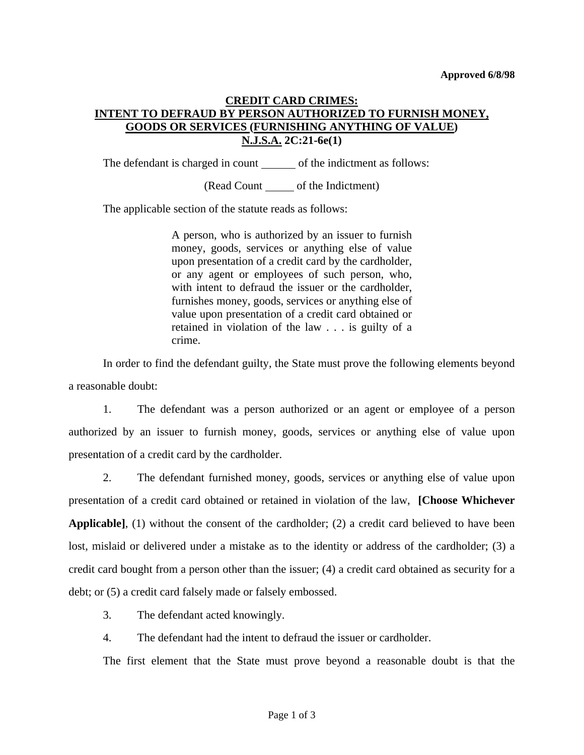**Approved 6/8/98**

**CREDIT CARD CRIMES:**
**INTENT TO DEFRAUD BY PERSON AUTHORIZED TO FURNISH MONEY, GOODS OR SERVICES (FURNISHING ANYTHING OF VALUE)**
**N.J.S.A. 2C:21-6e(1)**

The defendant is charged in count ______ of the indictment as follows:

(Read Count _____ of the Indictment)

The applicable section of the statute reads as follows:

> A person, who is authorized by an issuer to furnish money, goods, services or anything else of value upon presentation of a credit card by the cardholder, or any agent or employees of such person, who, with intent to defraud the issuer or the cardholder, furnishes money, goods, services or anything else of value upon presentation of a credit card obtained or retained in violation of the law . . . is guilty of a crime.

In order to find the defendant guilty, the State must prove the following elements beyond a reasonable doubt:

1. The defendant was a person authorized or an agent or employee of a person authorized by an issuer to furnish money, goods, services or anything else of value upon presentation of a credit card by the cardholder.

2. The defendant furnished money, goods, services or anything else of value upon presentation of a credit card obtained or retained in violation of the law, **[Choose Whichever Applicable]**, (1) without the consent of the cardholder; (2) a credit card believed to have been lost, mislaid or delivered under a mistake as to the identity or address of the cardholder; (3) a credit card bought from a person other than the issuer; (4) a credit card obtained as security for a debt; or (5) a credit card falsely made or falsely embossed.

3. The defendant acted knowingly.

4. The defendant had the intent to defraud the issuer or cardholder.

The first element that the State must prove beyond a reasonable doubt is that the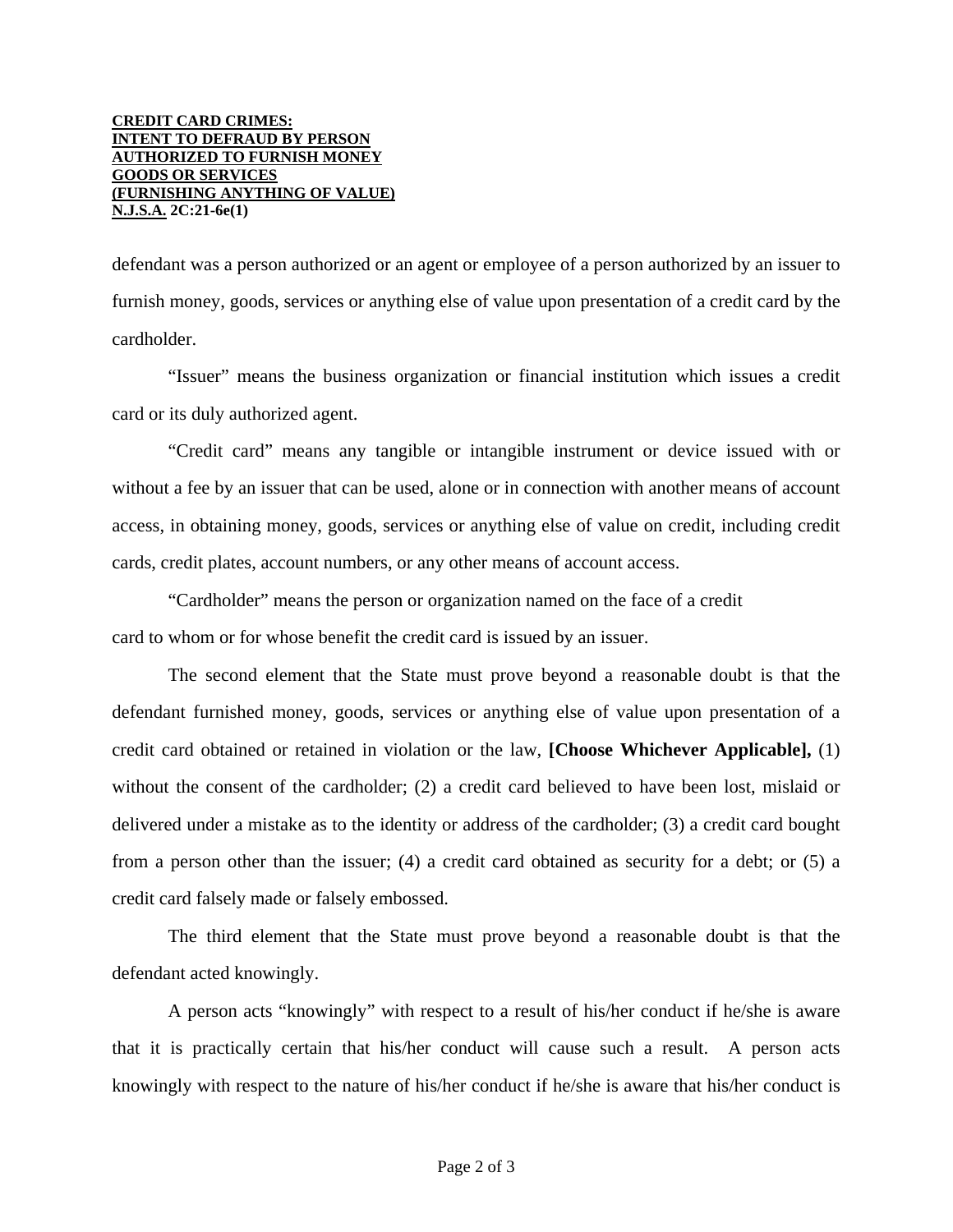**CREDIT CARD CRIMES:**
**INTENT TO DEFRAUD BY PERSON**
**AUTHORIZED TO FURNISH MONEY**
**GOODS OR SERVICES**
**(FURNISHING ANYTHING OF VALUE)**
**N.J.S.A. 2C:21-6e(1)**

defendant was a person authorized or an agent or employee of a person authorized by an issuer to furnish money, goods, services or anything else of value upon presentation of a credit card by the cardholder.

"Issuer" means the business organization or financial institution which issues a credit card or its duly authorized agent.

"Credit card" means any tangible or intangible instrument or device issued with or without a fee by an issuer that can be used, alone or in connection with another means of account access, in obtaining money, goods, services or anything else of value on credit, including credit cards, credit plates, account numbers, or any other means of account access.

"Cardholder" means the person or organization named on the face of a credit card to whom or for whose benefit the credit card is issued by an issuer.

The second element that the State must prove beyond a reasonable doubt is that the defendant furnished money, goods, services or anything else of value upon presentation of a credit card obtained or retained in violation or the law, **[Choose Whichever Applicable],** (1) without the consent of the cardholder; (2) a credit card believed to have been lost, mislaid or delivered under a mistake as to the identity or address of the cardholder; (3) a credit card bought from a person other than the issuer; (4) a credit card obtained as security for a debt; or (5) a credit card falsely made or falsely embossed.

The third element that the State must prove beyond a reasonable doubt is that the defendant acted knowingly.

A person acts "knowingly" with respect to a result of his/her conduct if he/she is aware that it is practically certain that his/her conduct will cause such a result. A person acts knowingly with respect to the nature of his/her conduct if he/she is aware that his/her conduct is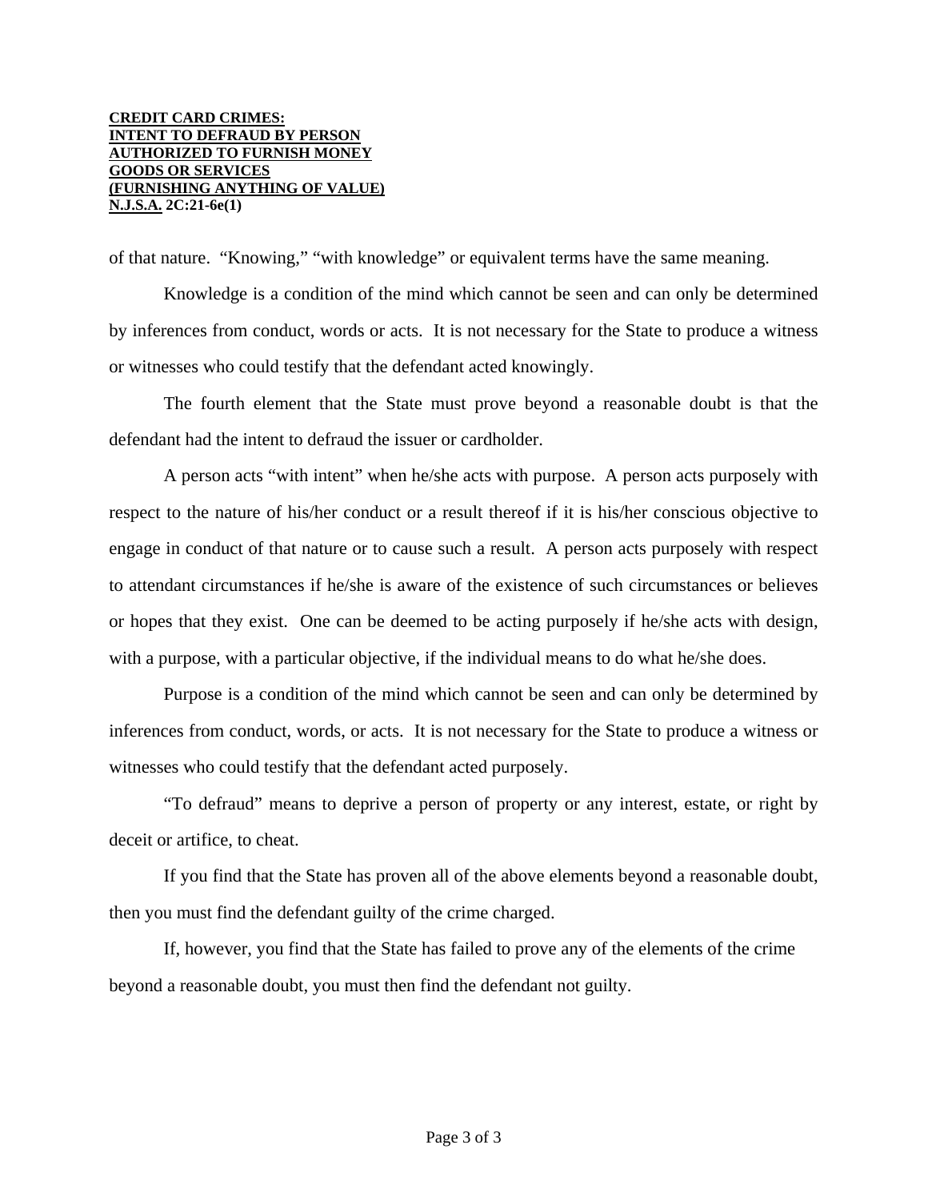of that nature. "Knowing," "with knowledge" or equivalent terms have the same meaning.

Knowledge is a condition of the mind which cannot be seen and can only be determined by inferences from conduct, words or acts. It is not necessary for the State to produce a witness or witnesses who could testify that the defendant acted knowingly.

The fourth element that the State must prove beyond a reasonable doubt is that the defendant had the intent to defraud the issuer or cardholder.

A person acts "with intent" when he/she acts with purpose. A person acts purposely with respect to the nature of his/her conduct or a result thereof if it is his/her conscious objective to engage in conduct of that nature or to cause such a result. A person acts purposely with respect to attendant circumstances if he/she is aware of the existence of such circumstances or believes or hopes that they exist. One can be deemed to be acting purposely if he/she acts with design, with a purpose, with a particular objective, if the individual means to do what he/she does.

Purpose is a condition of the mind which cannot be seen and can only be determined by inferences from conduct, words, or acts. It is not necessary for the State to produce a witness or witnesses who could testify that the defendant acted purposely.

"To defraud" means to deprive a person of property or any interest, estate, or right by deceit or artifice, to cheat.

If you find that the State has proven all of the above elements beyond a reasonable doubt, then you must find the defendant guilty of the crime charged.

If, however, you find that the State has failed to prove any of the elements of the crime beyond a reasonable doubt, you must then find the defendant not guilty.